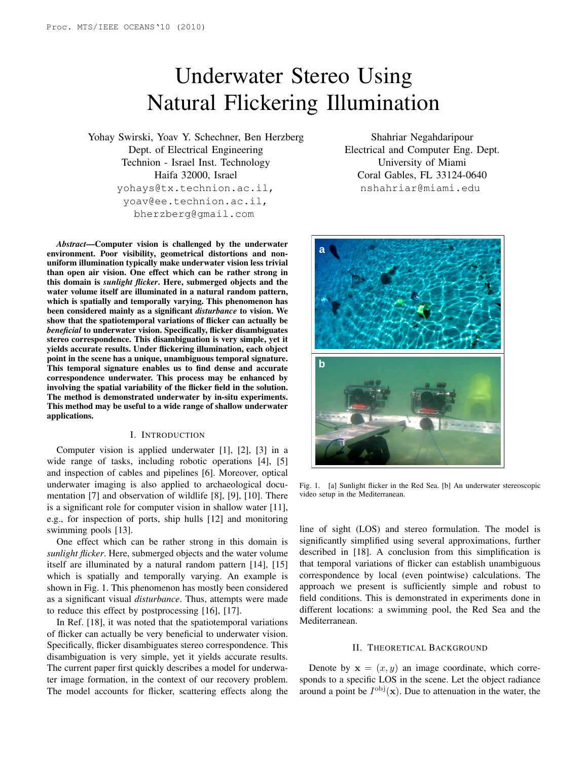# Underwater Stereo Using Natural Flickering Illumination

Yohay Swirski, Yoav Y. Schechner, Ben Herzberg
Dept. of Electrical Engineering
Technion - Israel Inst. Technology
Haifa 32000, Israel
yohays@tx.technion.ac.il,
yoav@ee.technion.ac.il,
bherzberg@gmail.com

Shahriar Negahdaripour
Electrical and Computer Eng. Dept.
University of Miami
Coral Gables, FL 33124-0640
nshahriar@miami.edu

***Abstract*—Computer vision is challenged by the underwater environment. Poor visibility, geometrical distortions and non-uniform illumination typically make underwater vision less trivial than open air vision. One effect which can be rather strong in this domain is *sunlight flicker*. Here, submerged objects and the water volume itself are illuminated in a natural random pattern, which is spatially and temporally varying. This phenomenon has been considered mainly as a significant *disturbance* to vision. We show that the spatiotemporal variations of flicker can actually be *beneficial* to underwater vision. Specifically, flicker disambiguates stereo correspondence. This disambiguation is very simple, yet it yields accurate results. Under flickering illumination, each object point in the scene has a unique, unambiguous temporal signature. This temporal signature enables us to find dense and accurate correspondence underwater. This process may be enhanced by involving the spatial variability of the flicker field in the solution. The method is demonstrated underwater by in-situ experiments. This method may be useful to a wide range of shallow underwater applications.**

## I. Introduction

Computer vision is applied underwater [1], [2], [3] in a wide range of tasks, including robotic operations [4], [5] and inspection of cables and pipelines [6]. Moreover, optical underwater imaging is also applied to archaeological documentation [7] and observation of wildlife [8], [9], [10]. There is a significant role for computer vision in shallow water [11], e.g., for inspection of ports, ship hulls [12] and monitoring swimming pools [13].

One effect which can be rather strong in this domain is *sunlight flicker*. Here, submerged objects and the water volume itself are illuminated by a natural random pattern [14], [15] which is spatially and temporally varying. An example is shown in Fig. 1. This phenomenon has mostly been considered as a significant visual *disturbance*. Thus, attempts were made to reduce this effect by postprocessing [16], [17].

In Ref. [18], it was noted that the spatiotemporal variations of flicker can actually be very beneficial to underwater vision. Specifically, flicker disambiguates stereo correspondence. This disambiguation is very simple, yet it yields accurate results. The current paper first quickly describes a model for underwater image formation, in the context of our recovery problem. The model accounts for flicker, scattering effects along the line of sight (LOS) and stereo formulation. The model is significantly simplified using several approximations, further described in [18]. A conclusion from this simplification is that temporal variations of flicker can establish unambiguous correspondence by local (even pointwise) calculations. The approach we present is sufficiently simple and robust to field conditions. This is demonstrated in experiments done in different locations: a swimming pool, the Red Sea and the Mediterranean.

Fig. 1. [a] Sunlight flicker in the Red Sea. [b] An underwater stereoscopic video setup in the Mediterranean.

## II. Theoretical Background

Denote by $\mathbf{x} = (x, y)$ an image coordinate, which corresponds to a specific LOS in the scene. Let the object radiance around a point be $I^{\text{obj}}(\mathbf{x})$. Due to attenuation in the water, the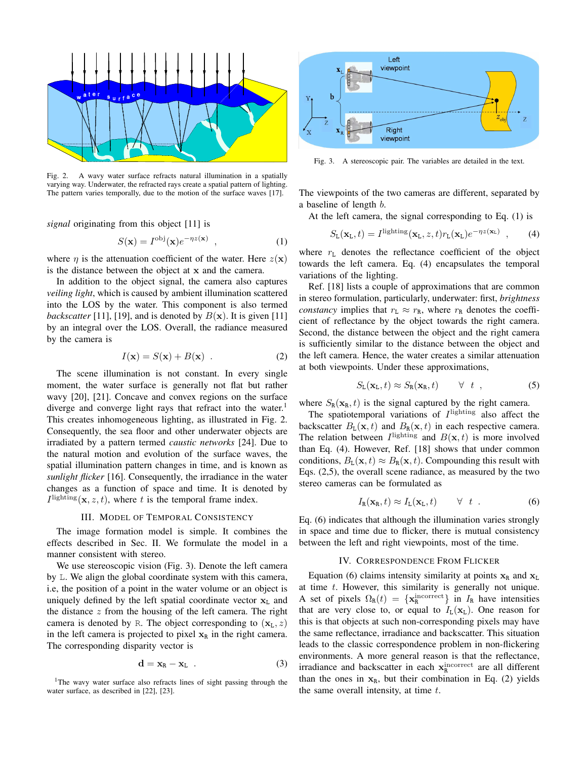Fig. 2. A wavy water surface refracts natural illumination in a spatially varying way. Underwater, the refracted rays create a spatial pattern of lighting. The pattern varies temporally, due to the motion of the surface waves [17].

*signal* originating from this object [11] is

$$S(\mathbf{x}) = I^{\text{obj}}(\mathbf{x}) e^{-\eta z(\mathbf{x})} \quad , \tag{1}$$

where $\eta$ is the attenuation coefficient of the water. Here $z(\mathbf{x})$ is the distance between the object at $\mathbf{x}$ and the camera.

In addition to the object signal, the camera also captures *veiling light*, which is caused by ambient illumination scattered into the LOS by the water. This component is also termed *backscatter* [11], [19], and is denoted by $B(\mathbf{x})$. It is given [11] by an integral over the LOS. Overall, the radiance measured by the camera is

$$I(\mathbf{x}) = S(\mathbf{x}) + B(\mathbf{x}) \quad . \tag{2}$$

The scene illumination is not constant. In every single moment, the water surface is generally not flat but rather wavy [20], [21]. Concave and convex regions on the surface diverge and converge light rays that refract into the water.[1] This creates inhomogeneous lighting, as illustrated in Fig. 2. Consequently, the sea floor and other underwater objects are irradiated by a pattern termed *caustic networks* [24]. Due to the natural motion and evolution of the surface waves, the spatial illumination pattern changes in time, and is known as *sunlight flicker* [16]. Consequently, the irradiance in the water changes as a function of space and time. It is denoted by $I^{\text{lighting}}(\mathbf{x}, z, t)$, where $t$ is the temporal frame index.

## III. Model of Temporal Consistency

The image formation model is simple. It combines the effects described in Sec. II. We formulate the model in a manner consistent with stereo.

We use stereoscopic vision (Fig. 3). Denote the left camera by L. We align the global coordinate system with this camera, i.e, the position of a point in the water volume or an object is uniquely defined by the left spatial coordinate vector $\mathbf{x}_\text{L}$ and the distance $z$ from the housing of the left camera. The right camera is denoted by R. The object corresponding to $(\mathbf{x}_\text{L}, z)$ in the left camera is projected to pixel $\mathbf{x}_\text{R}$ in the right camera. The corresponding disparity vector is

$$\mathbf{d} = \mathbf{x}_\text{R} - \mathbf{x}_\text{L} \quad . \tag{3}$$

[1]The wavy water surface also refracts lines of sight passing through the water surface, as described in [22], [23].

Fig. 3. A stereoscopic pair. The variables are detailed in the text.

The viewpoints of the two cameras are different, separated by a baseline of length $b$.

At the left camera, the signal corresponding to Eq. (1) is

$$S_\text{L}(\mathbf{x}_\text{L}, t) = I^{\text{lighting}}(\mathbf{x}_\text{L}, z, t) r_\text{L}(\mathbf{x}_\text{L}) e^{-\eta z(\mathbf{x}_\text{L})} \quad , \tag{4}$$

where $r_\text{L}$ denotes the reflectance coefficient of the object towards the left camera. Eq. (4) encapsulates the temporal variations of the lighting.

Ref. [18] lists a couple of approximations that are common in stereo formulation, particularly, underwater: first, *brightness constancy* implies that $r_\text{L} \approx r_\text{R}$, where $r_\text{R}$ denotes the coefficient of reflectance by the object towards the right camera. Second, the distance between the object and the right camera is sufficiently similar to the distance between the object and the left camera. Hence, the water creates a similar attenuation at both viewpoints. Under these approximations,

$$S_\text{L}(\mathbf{x}_\text{L}, t) \approx S_\text{R}(\mathbf{x}_\text{R}, t) \qquad \forall \;\; t \;\; , \tag{5}$$

where $S_\text{R}(\mathbf{x}_\text{R}, t)$ is the signal captured by the right camera.

The spatiotemporal variations of $I^{\text{lighting}}$ also affect the backscatter $B_\text{L}(\mathbf{x}, t)$ and $B_\text{R}(\mathbf{x}, t)$ in each respective camera. The relation between $I^{\text{lighting}}$ and $B(\mathbf{x}, t)$ is more involved than Eq. (4). However, Ref. [18] shows that under common conditions, $B_\text{L}(\mathbf{x}, t) \approx B_\text{R}(\mathbf{x}, t)$. Compounding this result with Eqs. (2,5), the overall scene radiance, as measured by the two stereo cameras can be formulated as

$$I_\text{R}(\mathbf{x}_\text{R}, t) \approx I_\text{L}(\mathbf{x}_\text{L}, t) \qquad \forall \;\; t \;\; . \tag{6}$$

Eq. (6) indicates that although the illumination varies strongly in space and time due to flicker, there is mutual consistency between the left and right viewpoints, most of the time.

## IV. Correspondence From Flicker

Equation (6) claims intensity similarity at points $\mathbf{x}_\text{R}$ and $\mathbf{x}_\text{L}$ at time $t$. However, this similarity is generally not unique. A set of pixels $\Omega_\text{R}(t) = \{\mathbf{x}_\text{R}^{\text{incorrect}}\}$ in $I_\text{R}$ have intensities that are very close to, or equal to $I_\text{L}(\mathbf{x}_\text{L})$. One reason for this is that objects at such non-corresponding pixels may have the same reflectance, irradiance and backscatter. This situation leads to the classic correspondence problem in non-flickering environments. A more general reason is that the reflectance, irradiance and backscatter in each $\mathbf{x}_\text{R}^{\text{incorrect}}$ are all different than the ones in $\mathbf{x}_\text{R}$, but their combination in Eq. (2) yields the same overall intensity, at time $t$.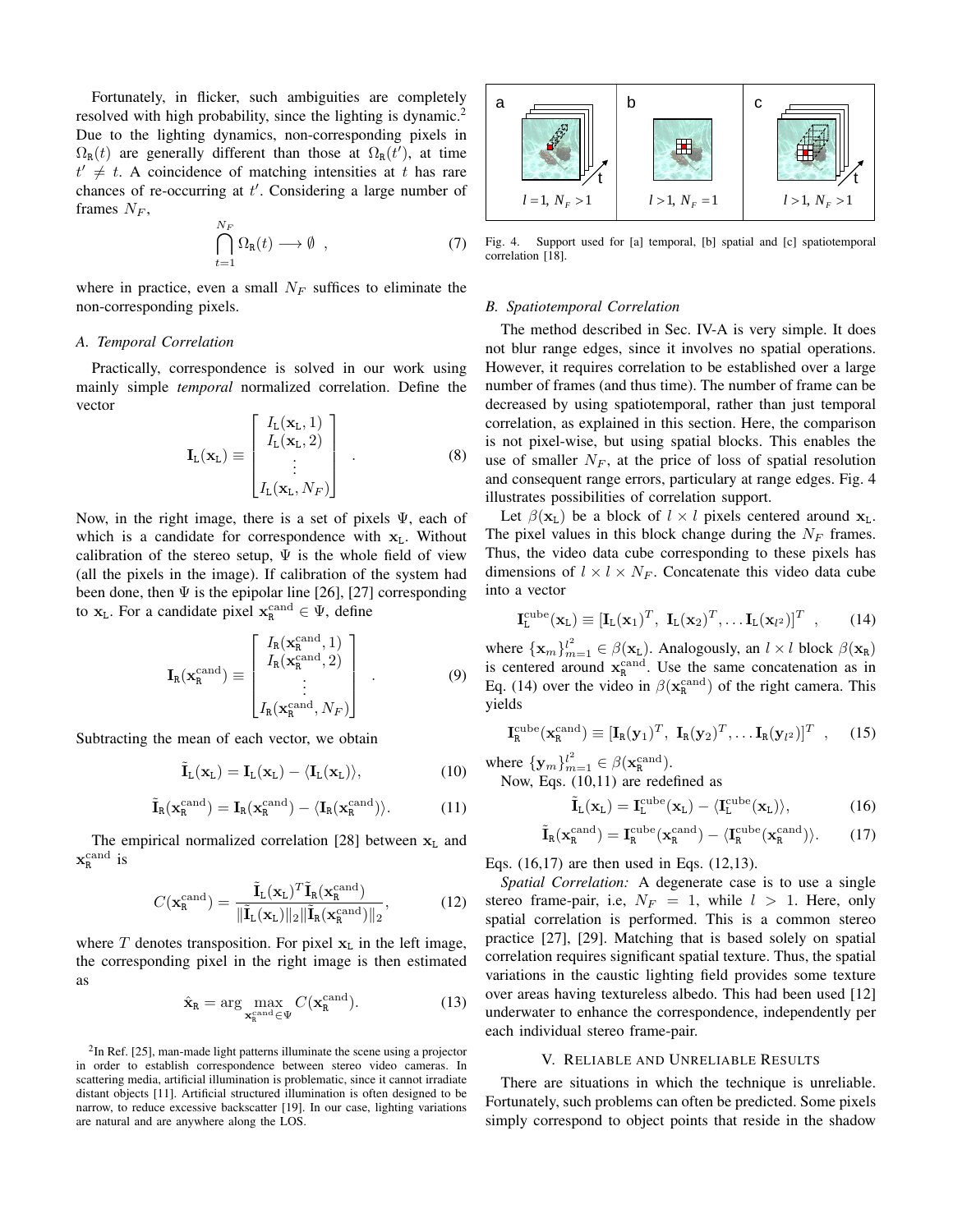Fortunately, in flicker, such ambiguities are completely resolved with high probability, since the lighting is dynamic.[2] Due to the lighting dynamics, non-corresponding pixels in $\Omega_{\rm R}(t)$ are generally different than those at $\Omega_{\rm R}(t')$, at time $t' \neq t$. A coincidence of matching intensities at $t$ has rare chances of re-occurring at $t'$. Considering a large number of frames $N_F$,

$$\bigcap_{t=1}^{N_F} \Omega_{\rm R}(t) \longrightarrow \emptyset \;\; , \tag{7}$$

where in practice, even a small $N_F$ suffices to eliminate the non-corresponding pixels.

### A. Temporal Correlation

Practically, correspondence is solved in our work using mainly simple *temporal* normalized correlation. Define the vector

$$\mathbf{I}_{\rm L}(\mathbf{x}_{\rm L}) \equiv \begin{bmatrix} I_{\rm L}(\mathbf{x}_{\rm L}, 1) \\ I_{\rm L}(\mathbf{x}_{\rm L}, 2) \\ \vdots \\ I_{\rm L}(\mathbf{x}_{\rm L}, N_F) \end{bmatrix} \;\; . \tag{8}$$

Now, in the right image, there is a set of pixels $\Psi$, each of which is a candidate for correspondence with $\mathbf{x}_{\rm L}$. Without calibration of the stereo setup, $\Psi$ is the whole field of view (all the pixels in the image). If calibration of the system had been done, then $\Psi$ is the epipolar line [26], [27] corresponding to $\mathbf{x}_{\rm L}$. For a candidate pixel $\mathbf{x}_{\rm R}^{\rm cand} \in \Psi$, define

$$\mathbf{I}_{\rm R}(\mathbf{x}_{\rm R}^{\rm cand}) \equiv \begin{bmatrix} I_{\rm R}(\mathbf{x}_{\rm R}^{\rm cand}, 1) \\ I_{\rm R}(\mathbf{x}_{\rm R}^{\rm cand}, 2) \\ \vdots \\ I_{\rm R}(\mathbf{x}_{\rm R}^{\rm cand}, N_F) \end{bmatrix} \;\; . \tag{9}$$

Subtracting the mean of each vector, we obtain

$$\tilde{\mathbf{I}}_{\rm L}(\mathbf{x}_{\rm L}) = \mathbf{I}_{\rm L}(\mathbf{x}_{\rm L}) - \langle \mathbf{I}_{\rm L}(\mathbf{x}_{\rm L}) \rangle, \tag{10}$$

$$\tilde{\mathbf{I}}_{\rm R}(\mathbf{x}_{\rm R}^{\rm cand}) = \mathbf{I}_{\rm R}(\mathbf{x}_{\rm R}^{\rm cand}) - \langle \mathbf{I}_{\rm R}(\mathbf{x}_{\rm R}^{\rm cand}) \rangle. \tag{11}$$

The empirical normalized correlation [28] between $\mathbf{x}_{\rm L}$ and $\mathbf{x}_{\rm R}^{\rm cand}$ is

$$C(\mathbf{x}_{\rm R}^{\rm cand}) = \frac{\tilde{\mathbf{I}}_{\rm L}(\mathbf{x}_{\rm L})^T \tilde{\mathbf{I}}_{\rm R}(\mathbf{x}_{\rm R}^{\rm cand})}{\|\tilde{\mathbf{I}}_{\rm L}(\mathbf{x}_{\rm L})\|_2 \|\tilde{\mathbf{I}}_{\rm R}(\mathbf{x}_{\rm R}^{\rm cand})\|_2}, \tag{12}$$

where $T$ denotes transposition. For pixel $\mathbf{x}_{\rm L}$ in the left image, the corresponding pixel in the right image is then estimated as

$$\hat{\mathbf{x}}_{\rm R} = \arg \max_{\mathbf{x}_{\rm R}^{\rm cand} \in \Psi} C(\mathbf{x}_{\rm R}^{\rm cand}). \tag{13}$$

[2] In Ref. [25], man-made light patterns illuminate the scene using a projector in order to establish correspondence between stereo video cameras. In scattering media, artificial illumination is problematic, since it cannot irradiate distant objects [11]. Artificial structured illumination is often designed to be narrow, to reduce excessive backscatter [19]. In our case, lighting variations are natural and are anywhere along the LOS.

Fig. 4. Support used for [a] temporal, [b] spatial and [c] spatiotemporal correlation [18].

### B. Spatiotemporal Correlation

The method described in Sec. IV-A is very simple. It does not blur range edges, since it involves no spatial operations. However, it requires correlation to be established over a large number of frames (and thus time). The number of frame can be decreased by using spatiotemporal, rather than just temporal correlation, as explained in this section. Here, the comparison is not pixel-wise, but using spatial blocks. This enables the use of smaller $N_F$, at the price of loss of spatial resolution and consequent range errors, particulary at range edges. Fig. 4 illustrates possibilities of correlation support.

Let $\beta(\mathbf{x}_{\rm L})$ be a block of $l \times l$ pixels centered around $\mathbf{x}_{\rm L}$. The pixel values in this block change during the $N_F$ frames. Thus, the video data cube corresponding to these pixels has dimensions of $l \times l \times N_F$. Concatenate this video data cube into a vector

$$\mathbf{I}_{\rm L}^{\rm cube}(\mathbf{x}_{\rm L}) \equiv [\mathbf{I}_{\rm L}(\mathbf{x}_1)^T, \; \mathbf{I}_{\rm L}(\mathbf{x}_2)^T, \ldots \mathbf{I}_{\rm L}(\mathbf{x}_{l^2})]^T \;\; , \tag{14}$$

where $\{\mathbf{x}_m\}_{m=1}^{l^2} \in \beta(\mathbf{x}_{\rm L})$. Analogously, an $l \times l$ block $\beta(\mathbf{x}_{\rm R})$ is centered around $\mathbf{x}_{\rm R}^{\rm cand}$. Use the same concatenation as in Eq. (14) over the video in $\beta(\mathbf{x}_{\rm R}^{\rm cand})$ of the right camera. This yields

$$\mathbf{I}_{\rm R}^{\rm cube}(\mathbf{x}_{\rm R}^{\rm cand}) \equiv [\mathbf{I}_{\rm R}(\mathbf{y}_1)^T, \; \mathbf{I}_{\rm R}(\mathbf{y}_2)^T, \ldots \mathbf{I}_{\rm R}(\mathbf{y}_{l^2})]^T \;\; , \tag{15}$$

where $\{\mathbf{y}_m\}_{m=1}^{l^2} \in \beta(\mathbf{x}_{\rm R}^{\rm cand})$.

Now, Eqs. (10,11) are redefined as

$$\tilde{\mathbf{I}}_{\rm L}(\mathbf{x}_{\rm L}) = \mathbf{I}_{\rm L}^{\rm cube}(\mathbf{x}_{\rm L}) - \langle \mathbf{I}_{\rm L}^{\rm cube}(\mathbf{x}_{\rm L}) \rangle, \tag{16}$$

$$\tilde{\mathbf{I}}_{\rm R}(\mathbf{x}_{\rm R}^{\rm cand}) = \mathbf{I}_{\rm R}^{\rm cube}(\mathbf{x}_{\rm R}^{\rm cand}) - \langle \mathbf{I}_{\rm R}^{\rm cube}(\mathbf{x}_{\rm R}^{\rm cand}) \rangle. \tag{17}$$

Eqs. (16,17) are then used in Eqs. (12,13).

*Spatial Correlation:* A degenerate case is to use a single stereo frame-pair, i.e, $N_F = 1$, while $l > 1$. Here, only spatial correlation is performed. This is a common stereo practice [27], [29]. Matching that is based solely on spatial correlation requires significant spatial texture. Thus, the spatial variations in the caustic lighting field provides some texture over areas having textureless albedo. This had been used [12] underwater to enhance the correspondence, independently per each individual stereo frame-pair.

## V. Reliable and Unreliable Results

There are situations in which the technique is unreliable. Fortunately, such problems can often be predicted. Some pixels simply correspond to object points that reside in the shadow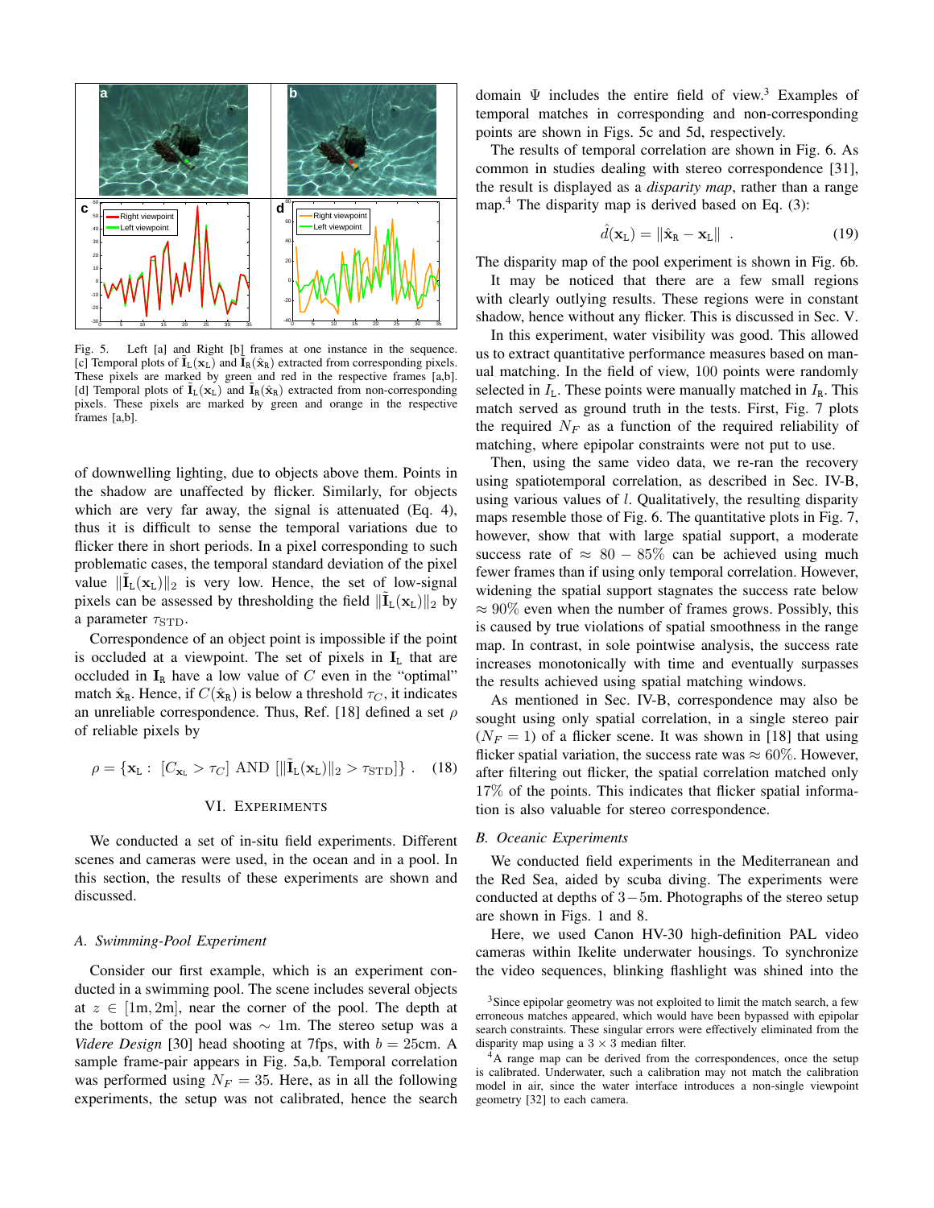Fig. 5. Left [a] and Right [b] frames at one instance in the sequence. [c] Temporal plots of $\tilde{\mathbf{I}}_{\rm L}(\mathbf{x}_{\rm L})$ and $\tilde{\mathbf{I}}_{\rm R}(\hat{\mathbf{x}}_{\rm R})$ extracted from corresponding pixels. These pixels are marked by green and red in the respective frames [a,b]. [d] Temporal plots of $\tilde{\mathbf{I}}_{\rm L}(\mathbf{x}_{\rm L})$ and $\tilde{\mathbf{I}}_{\rm R}(\hat{\mathbf{x}}_{\rm R})$ extracted from non-corresponding pixels. These pixels are marked by green and orange in the respective frames [a,b].

of downwelling lighting, due to objects above them. Points in the shadow are unaffected by flicker. Similarly, for objects which are very far away, the signal is attenuated (Eq. 4), thus it is difficult to sense the temporal variations due to flicker there in short periods. In a pixel corresponding to such problematic cases, the temporal standard deviation of the pixel value $\|\tilde{\mathbf{I}}_{\rm L}(\mathbf{x}_{\rm L})\|_2$ is very low. Hence, the set of low-signal pixels can be assessed by thresholding the field $\|\tilde{\mathbf{I}}_{\rm L}(\mathbf{x}_{\rm L})\|_2$ by a parameter $\tau_{\rm STD}$.

Correspondence of an object point is impossible if the point is occluded at a viewpoint. The set of pixels in $\mathbf{I}_{\rm L}$ that are occluded in $\mathbf{I}_{\rm R}$ have a low value of $C$ even in the "optimal" match $\hat{\mathbf{x}}_{\rm R}$. Hence, if $C(\hat{\mathbf{x}}_{\rm R})$ is below a threshold $\tau_C$, it indicates an unreliable correspondence. Thus, Ref. [18] defined a set $\rho$ of reliable pixels by

$$\rho = \{\mathbf{x}_{\rm L}: \ [C_{\mathbf{x}_{\rm L}} > \tau_C] \ \text{AND} \ [\|\tilde{\mathbf{I}}_{\rm L}(\mathbf{x}_{\rm L})\|_2 > \tau_{\rm STD}]\} \ . \qquad (18)$$

## VI. Experiments

We conducted a set of in-situ field experiments. Different scenes and cameras were used, in the ocean and in a pool. In this section, the results of these experiments are shown and discussed.

### A. Swimming-Pool Experiment

Consider our first example, which is an experiment conducted in a swimming pool. The scene includes several objects at $z \in [1\text{m}, 2\text{m}]$, near the corner of the pool. The depth at the bottom of the pool was $\sim$ 1m. The stereo setup was a *Videre Design* [30] head shooting at 7fps, with $b = 25$cm. A sample frame-pair appears in Fig. 5a,b. Temporal correlation was performed using $N_F = 35$. Here, as in all the following experiments, the setup was not calibrated, hence the search domain $\Psi$ includes the entire field of view.[3] Examples of temporal matches in corresponding and non-corresponding points are shown in Figs. 5c and 5d, respectively.

The results of temporal correlation are shown in Fig. 6. As common in studies dealing with stereo correspondence [31], the result is displayed as a *disparity map*, rather than a range map.[4] The disparity map is derived based on Eq. (3):

$$\hat{d}(\mathbf{x}_{\rm L}) = \|\hat{\mathbf{x}}_{\rm R} - \mathbf{x}_{\rm L}\| \ . \qquad (19)$$

The disparity map of the pool experiment is shown in Fig. 6b.

It may be noticed that there are a few small regions with clearly outlying results. These regions were in constant shadow, hence without any flicker. This is discussed in Sec. V.

In this experiment, water visibility was good. This allowed us to extract quantitative performance measures based on manual matching. In the field of view, 100 points were randomly selected in $I_{\rm L}$. These points were manually matched in $I_{\rm R}$. This match served as ground truth in the tests. First, Fig. 7 plots the required $N_F$ as a function of the required reliability of matching, where epipolar constraints were not put to use.

Then, using the same video data, we re-ran the recovery using spatiotemporal correlation, as described in Sec. IV-B, using various values of $l$. Qualitatively, the resulting disparity maps resemble those of Fig. 6. The quantitative plots in Fig. 7, however, show that with large spatial support, a moderate success rate of $\approx 80-85\%$ can be achieved using much fewer frames than if using only temporal correlation. However, widening the spatial support stagnates the success rate below $\approx 90\%$ even when the number of frames grows. Possibly, this is caused by true violations of spatial smoothness in the range map. In contrast, in sole pointwise analysis, the success rate increases monotonically with time and eventually surpasses the results achieved using spatial matching windows.

As mentioned in Sec. IV-B, correspondence may also be sought using only spatial correlation, in a single stereo pair ($N_F = 1$) of a flicker scene. It was shown in [18] that using flicker spatial variation, the success rate was $\approx 60\%$. However, after filtering out flicker, the spatial correlation matched only 17% of the points. This indicates that flicker spatial information is also valuable for stereo correspondence.

### B. Oceanic Experiments

We conducted field experiments in the Mediterranean and the Red Sea, aided by scuba diving. The experiments were conducted at depths of $3-5$m. Photographs of the stereo setup are shown in Figs. 1 and 8.

Here, we used Canon HV-30 high-definition PAL video cameras within Ikelite underwater housings. To synchronize the video sequences, blinking flashlight was shined into the

[3] Since epipolar geometry was not exploited to limit the match search, a few erroneous matches appeared, which would have been bypassed with epipolar search constraints. These singular errors were effectively eliminated from the disparity map using a $3 \times 3$ median filter.

[4] A range map can be derived from the correspondences, once the setup is calibrated. Underwater, such a calibration may not match the calibration model in air, since the water interface introduces a non-single viewpoint geometry [32] to each camera.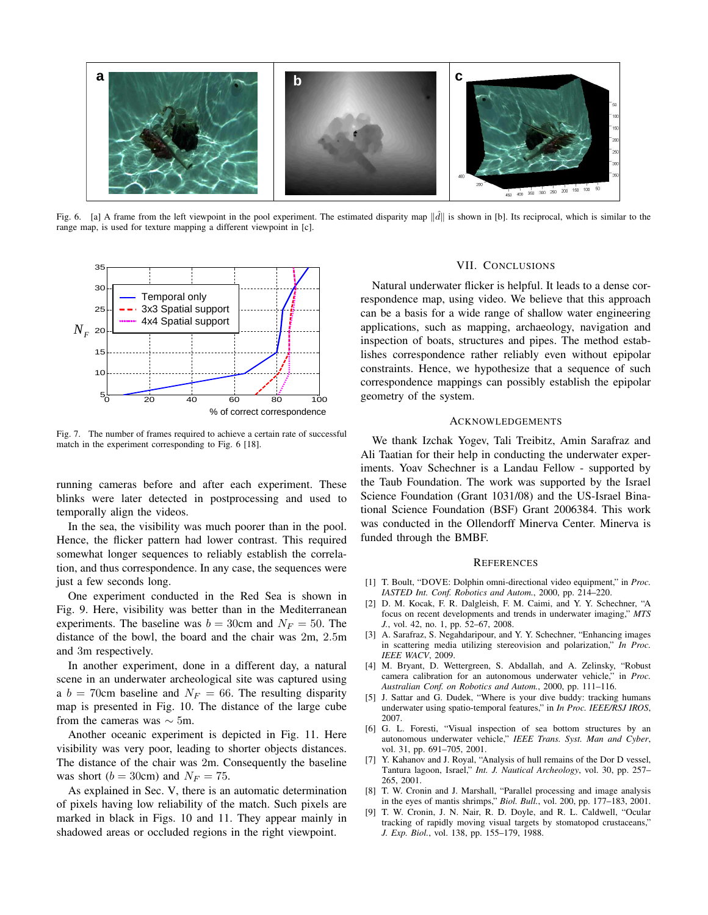Fig. 6. [a] A frame from the left viewpoint in the pool experiment. The estimated disparity map $\|\hat{d}\|$ is shown in [b]. Its reciprocal, which is similar to the range map, is used for texture mapping a different viewpoint in [c].

Fig. 7. The number of frames required to achieve a certain rate of successful match in the experiment corresponding to Fig. 6 [18].

running cameras before and after each experiment. These blinks were later detected in postprocessing and used to temporally align the videos.

In the sea, the visibility was much poorer than in the pool. Hence, the flicker pattern had lower contrast. This required somewhat longer sequences to reliably establish the correlation, and thus correspondence. In any case, the sequences were just a few seconds long.

One experiment conducted in the Red Sea is shown in Fig. 9. Here, visibility was better than in the Mediterranean experiments. The baseline was $b = 30$cm and $N_F = 50$. The distance of the bowl, the board and the chair was 2m, 2.5m and 3m respectively.

In another experiment, done in a different day, a natural scene in an underwater archeological site was captured using a $b = 70$cm baseline and $N_F = 66$. The resulting disparity map is presented in Fig. 10. The distance of the large cube from the cameras was $\sim 5$m.

Another oceanic experiment is depicted in Fig. 11. Here visibility was very poor, leading to shorter objects distances. The distance of the chair was 2m. Consequently the baseline was short ($b = 30$cm) and $N_F = 75$.

As explained in Sec. V, there is an automatic determination of pixels having low reliability of the match. Such pixels are marked in black in Figs. 10 and 11. They appear mainly in shadowed areas or occluded regions in the right viewpoint.

## VII. Conclusions

Natural underwater flicker is helpful. It leads to a dense correspondence map, using video. We believe that this approach can be a basis for a wide range of shallow water engineering applications, such as mapping, archaeology, navigation and inspection of boats, structures and pipes. The method establishes correspondence rather reliably even without epipolar constraints. Hence, we hypothesize that a sequence of such correspondence mappings can possibly establish the epipolar geometry of the system.

## Acknowledgements

We thank Izchak Yogev, Tali Treibitz, Amin Sarafraz and Ali Taatian for their help in conducting the underwater experiments. Yoav Schechner is a Landau Fellow - supported by the Taub Foundation. The work was supported by the Israel Science Foundation (Grant 1031/08) and the US-Israel Binational Science Foundation (BSF) Grant 2006384. This work was conducted in the Ollendorff Minerva Center. Minerva is funded through the BMBF.

## References

[1] T. Boult, "DOVE: Dolphin omni-directional video equipment," in *Proc. IASTED Int. Conf. Robotics and Autom.*, 2000, pp. 214–220.

[2] D. M. Kocak, F. R. Dalgleish, F. M. Caimi, and Y. Y. Schechner, "A focus on recent developments and trends in underwater imaging," *MTS J.*, vol. 42, no. 1, pp. 52–67, 2008.

[3] A. Sarafraz, S. Negahdaripour, and Y. Y. Schechner, "Enhancing images in scattering media utilizing stereovision and polarization," *In Proc. IEEE WACV*, 2009.

[4] M. Bryant, D. Wettergreen, S. Abdallah, and A. Zelinsky, "Robust camera calibration for an autonomous underwater vehicle," in *Proc. Australian Conf. on Robotics and Autom.*, 2000, pp. 111–116.

[5] J. Sattar and G. Dudek, "Where is your dive buddy: tracking humans underwater using spatio-temporal features," in *In Proc. IEEE/RSJ IROS*, 2007.

[6] G. L. Foresti, "Visual inspection of sea bottom structures by an autonomous underwater vehicle," *IEEE Trans. Syst. Man and Cyber*, vol. 31, pp. 691–705, 2001.

[7] Y. Kahanov and J. Royal, "Analysis of hull remains of the Dor D vessel, Tantura lagoon, Israel," *Int. J. Nautical Archeology*, vol. 30, pp. 257–265, 2001.

[8] T. W. Cronin and J. Marshall, "Parallel processing and image analysis in the eyes of mantis shrimps," *Biol. Bull.*, vol. 200, pp. 177–183, 2001.

[9] T. W. Cronin, J. N. Nair, R. D. Doyle, and R. L. Caldwell, "Ocular tracking of rapidly moving visual targets by stomatopod crustaceans," *J. Exp. Biol.*, vol. 138, pp. 155–179, 1988.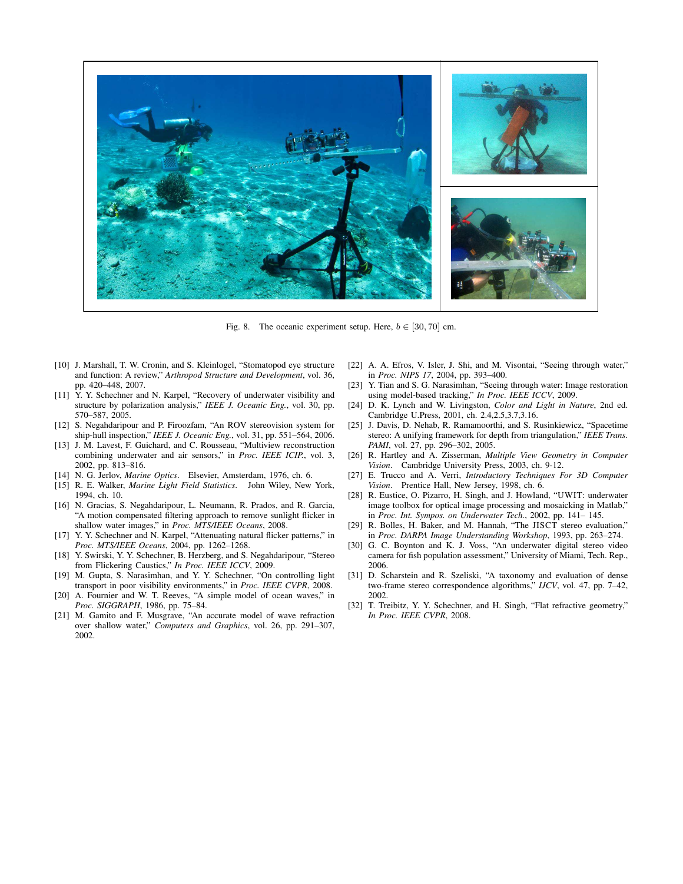Fig. 8. The oceanic experiment setup. Here, $b \in [30, 70]$ cm.

[10] J. Marshall, T. W. Cronin, and S. Kleinlogel, "Stomatopod eye structure and function: A review," *Arthropod Structure and Development*, vol. 36, pp. 420–448, 2007.

[11] Y. Y. Schechner and N. Karpel, "Recovery of underwater visibility and structure by polarization analysis," *IEEE J. Oceanic Eng.*, vol. 30, pp. 570–587, 2005.

[12] S. Negahdaripour and P. Firoozfam, "An ROV stereovision system for ship-hull inspection," *IEEE J. Oceanic Eng.*, vol. 31, pp. 551–564, 2006.

[13] J. M. Lavest, F. Guichard, and C. Rousseau, "Multiview reconstruction combining underwater and air sensors," in *Proc. IEEE ICIP.*, vol. 3, 2002, pp. 813–816.

[14] N. G. Jerlov, *Marine Optics*. Elsevier, Amsterdam, 1976, ch. 6.

[15] R. E. Walker, *Marine Light Field Statistics*. John Wiley, New York, 1994, ch. 10.

[16] N. Gracias, S. Negahdaripour, L. Neumann, R. Prados, and R. Garcia, "A motion compensated filtering approach to remove sunlight flicker in shallow water images," in *Proc. MTS/IEEE Oceans*, 2008.

[17] Y. Y. Schechner and N. Karpel, "Attenuating natural flicker patterns," in *Proc. MTS/IEEE Oceans*, 2004, pp. 1262–1268.

[18] Y. Swirski, Y. Y. Schechner, B. Herzberg, and S. Negahdaripour, "Stereo from Flickering Caustics," *In Proc. IEEE ICCV*, 2009.

[19] M. Gupta, S. Narasimhan, and Y. Y. Schechner, "On controlling light transport in poor visibility environments," in *Proc. IEEE CVPR*, 2008.

[20] A. Fournier and W. T. Reeves, "A simple model of ocean waves," in *Proc. SIGGRAPH*, 1986, pp. 75–84.

[21] M. Gamito and F. Musgrave, "An accurate model of wave refraction over shallow water," *Computers and Graphics*, vol. 26, pp. 291–307, 2002.

[22] A. A. Efros, V. Isler, J. Shi, and M. Visontai, "Seeing through water," in *Proc. NIPS 17*, 2004, pp. 393–400.

[23] Y. Tian and S. G. Narasimhan, "Seeing through water: Image restoration using model-based tracking," *In Proc. IEEE ICCV*, 2009.

[24] D. K. Lynch and W. Livingston, *Color and Light in Nature*, 2nd ed. Cambridge U.Press, 2001, ch. 2.4,2.5,3.7,3.16.

[25] J. Davis, D. Nehab, R. Ramamoorthi, and S. Rusinkiewicz, "Spacetime stereo: A unifying framework for depth from triangulation," *IEEE Trans. PAMI*, vol. 27, pp. 296–302, 2005.

[26] R. Hartley and A. Zisserman, *Multiple View Geometry in Computer Vision*. Cambridge University Press, 2003, ch. 9-12.

[27] E. Trucco and A. Verri, *Introductory Techniques For 3D Computer Vision*. Prentice Hall, New Jersey, 1998, ch. 6.

[28] R. Eustice, O. Pizarro, H. Singh, and J. Howland, "UWIT: underwater image toolbox for optical image processing and mosaicking in Matlab," in *Proc. Int. Sympos. on Underwater Tech.*, 2002, pp. 141– 145.

[29] R. Bolles, H. Baker, and M. Hannah, "The JISCT stereo evaluation," in *Proc. DARPA Image Understanding Workshop*, 1993, pp. 263–274.

[30] G. C. Boynton and K. J. Voss, "An underwater digital stereo video camera for fish population assessment," University of Miami, Tech. Rep., 2006.

[31] D. Scharstein and R. Szeliski, "A taxonomy and evaluation of dense two-frame stereo correspondence algorithms," *IJCV*, vol. 47, pp. 7–42, 2002.

[32] T. Treibitz, Y. Y. Schechner, and H. Singh, "Flat refractive geometry," *In Proc. IEEE CVPR*, 2008.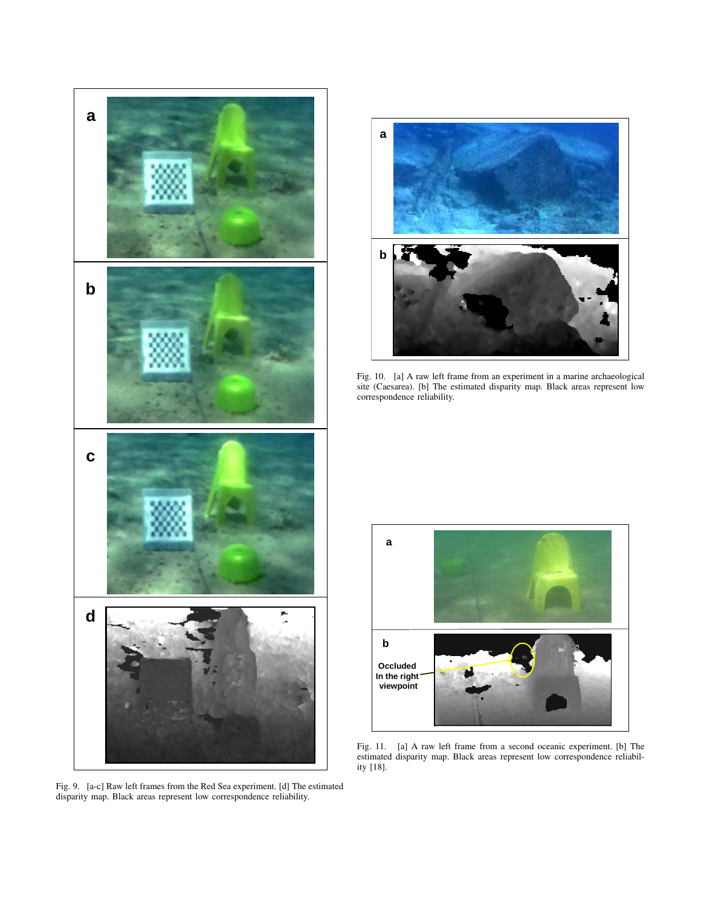a

b

c

d

Fig. 9. [a-c] Raw left frames from the Red Sea experiment. [d] The estimated disparity map. Black areas represent low correspondence reliability.

a

b

Fig. 10. [a] A raw left frame from an experiment in a marine archaeological site (Caesarea). [b] The estimated disparity map. Black areas represent low correspondence reliability.

a

b

Occluded In the right viewpoint

Fig. 11. [a] A raw left frame from a second oceanic experiment. [b] The estimated disparity map. Black areas represent low correspondence reliability [18].